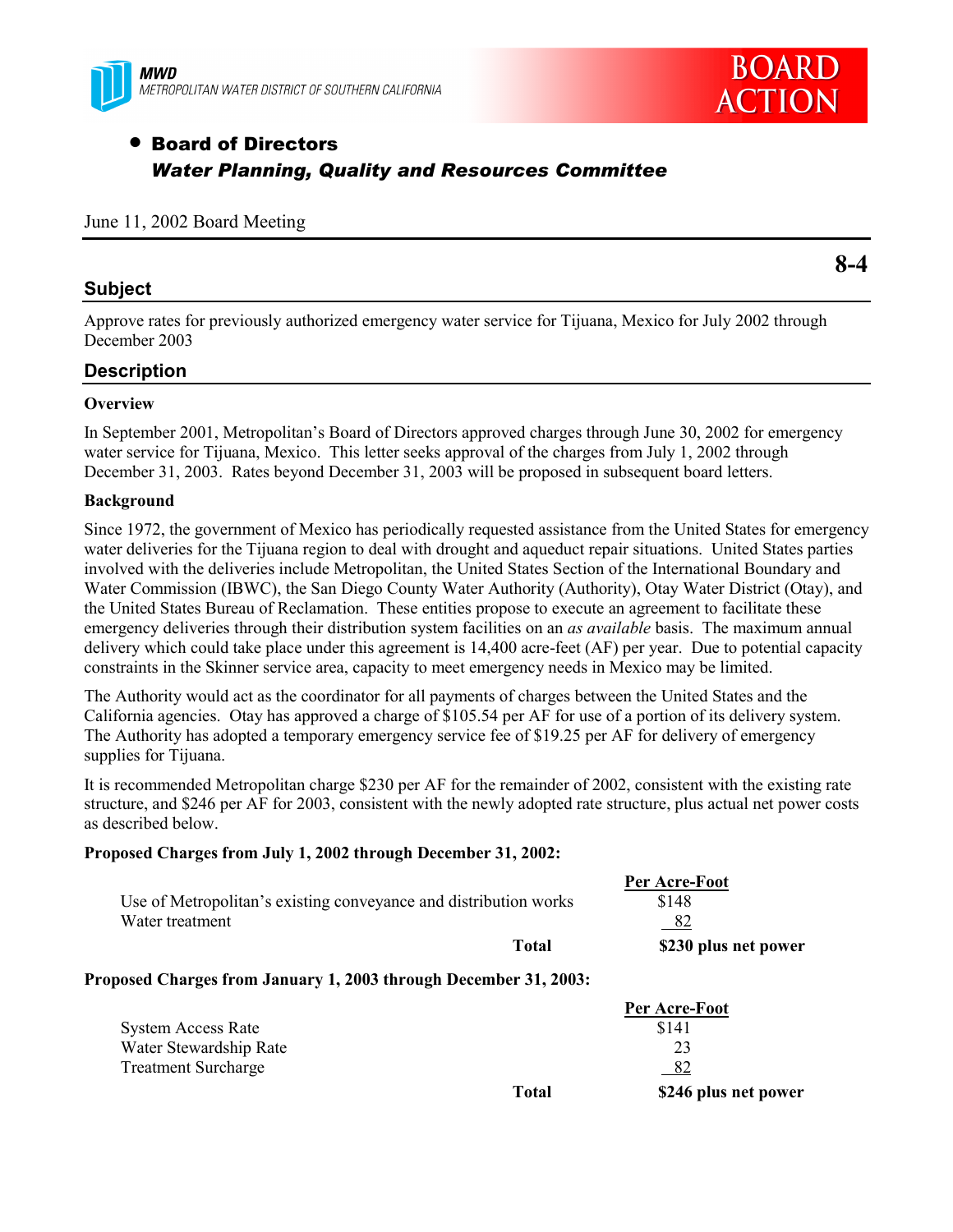MWD
METROPOLITAN WATER DISTRICT OF SOUTHERN CALIFORNIA

**BOARD ACTION**

- **Board of Directors**
  ***Water Planning, Quality and Resources Committee***

June 11, 2002 Board Meeting

**8-4**

## Subject

Approve rates for previously authorized emergency water service for Tijuana, Mexico for July 2002 through December 2003

## Description

**Overview**

In September 2001, Metropolitan's Board of Directors approved charges through June 30, 2002 for emergency water service for Tijuana, Mexico. This letter seeks approval of the charges from July 1, 2002 through December 31, 2003. Rates beyond December 31, 2003 will be proposed in subsequent board letters.

**Background**

Since 1972, the government of Mexico has periodically requested assistance from the United States for emergency water deliveries for the Tijuana region to deal with drought and aqueduct repair situations. United States parties involved with the deliveries include Metropolitan, the United States Section of the International Boundary and Water Commission (IBWC), the San Diego County Water Authority (Authority), Otay Water District (Otay), and the United States Bureau of Reclamation. These entities propose to execute an agreement to facilitate these emergency deliveries through their distribution system facilities on an *as available* basis. The maximum annual delivery which could take place under this agreement is 14,400 acre-feet (AF) per year. Due to potential capacity constraints in the Skinner service area, capacity to meet emergency needs in Mexico may be limited.

The Authority would act as the coordinator for all payments of charges between the United States and the California agencies. Otay has approved a charge of $105.54 per AF for use of a portion of its delivery system. The Authority has adopted a temporary emergency service fee of $19.25 per AF for delivery of emergency supplies for Tijuana.

It is recommended Metropolitan charge $230 per AF for the remainder of 2002, consistent with the existing rate structure, and $246 per AF for 2003, consistent with the newly adopted rate structure, plus actual net power costs as described below.

**Proposed Charges from July 1, 2002 through December 31, 2002:**

| | Per Acre-Foot |
|---|---|
| Use of Metropolitan's existing conveyance and distribution works | $148 |
| Water treatment | 82 |
| **Total** | **$230 plus net power** |

**Proposed Charges from January 1, 2003 through December 31, 2003:**

| | Per Acre-Foot |
|---|---|
| System Access Rate | $141 |
| Water Stewardship Rate | 23 |
| Treatment Surcharge | 82 |
| **Total** | **$246 plus net power** |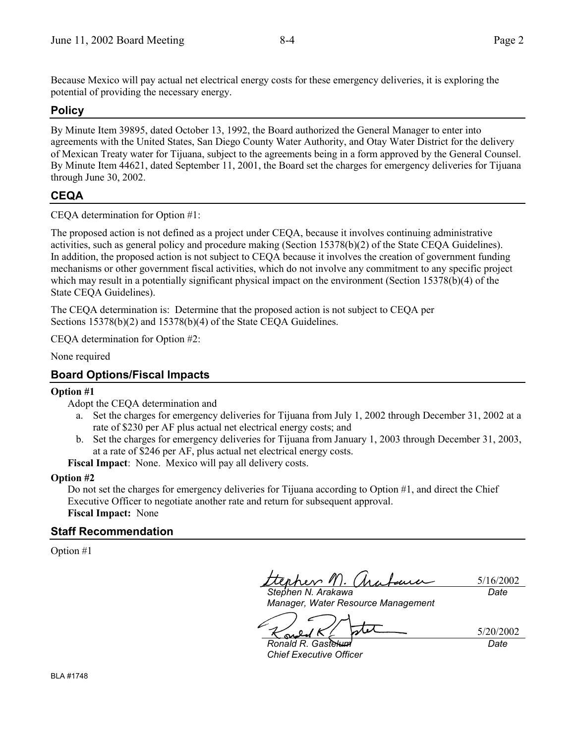Because Mexico will pay actual net electrical energy costs for these emergency deliveries, it is exploring the potential of providing the necessary energy.

## Policy

By Minute Item 39895, dated October 13, 1992, the Board authorized the General Manager to enter into agreements with the United States, San Diego County Water Authority, and Otay Water District for the delivery of Mexican Treaty water for Tijuana, subject to the agreements being in a form approved by the General Counsel. By Minute Item 44621, dated September 11, 2001, the Board set the charges for emergency deliveries for Tijuana through June 30, 2002.

## CEQA

CEQA determination for Option #1:

The proposed action is not defined as a project under CEQA, because it involves continuing administrative activities, such as general policy and procedure making (Section 15378(b)(2) of the State CEQA Guidelines). In addition, the proposed action is not subject to CEQA because it involves the creation of government funding mechanisms or other government fiscal activities, which do not involve any commitment to any specific project which may result in a potentially significant physical impact on the environment (Section 15378(b)(4) of the State CEQA Guidelines).

The CEQA determination is: Determine that the proposed action is not subject to CEQA per Sections 15378(b)(2) and 15378(b)(4) of the State CEQA Guidelines.

CEQA determination for Option #2:

None required

## Board Options/Fiscal Impacts

**Option #1**

Adopt the CEQA determination and

a. Set the charges for emergency deliveries for Tijuana from July 1, 2002 through December 31, 2002 at a rate of $230 per AF plus actual net electrical energy costs; and
b. Set the charges for emergency deliveries for Tijuana from January 1, 2003 through December 31, 2003, at a rate of $246 per AF, plus actual net electrical energy costs.

**Fiscal Impact**: None. Mexico will pay all delivery costs.

**Option #2**

Do not set the charges for emergency deliveries for Tijuana according to Option #1, and direct the Chief Executive Officer to negotiate another rate and return for subsequent approval.

**Fiscal Impact:** None

## Staff Recommendation

Option #1

*Stephen N. Arakawa* — 5/16/2002
*Manager, Water Resource Management* — *Date*

*Ronald R. Gastelum* — 5/20/2002
*Chief Executive Officer* — *Date*

BLA #1748